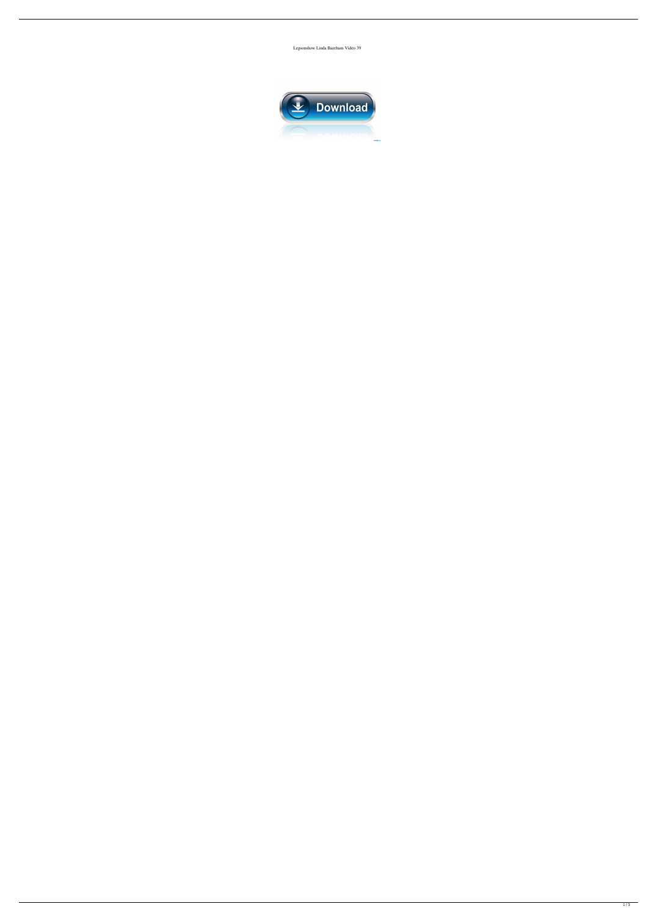Legsonshow Linda Bareham Video 39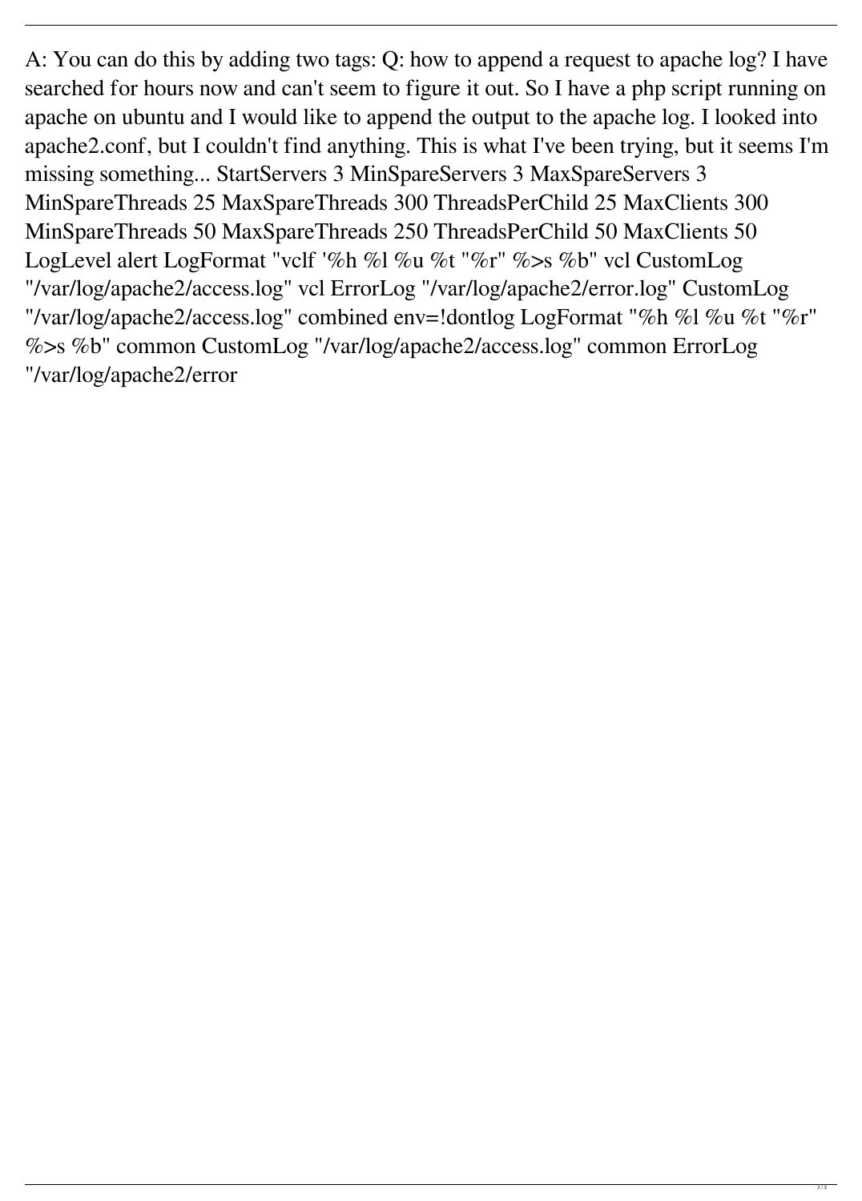A: You can do this by adding two tags: Q: how to append a request to apache log? I have searched for hours now and can't seem to figure it out. So I have a php script running on apache on ubuntu and I would like to append the output to the apache log. I looked into apache2.conf, but I couldn't find anything. This is what I've been trying, but it seems I'm missing something... StartServers 3 MinSpareServers 3 MaxSpareServers 3 MinSpareThreads 25 MaxSpareThreads 300 ThreadsPerChild 25 MaxClients 300 MinSpareThreads 50 MaxSpareThreads 250 ThreadsPerChild 50 MaxClients 50 LogLevel alert LogFormat "vclf '%h %l %u %t "%r" %>s %b" vcl CustomLog "/var/log/apache2/access.log" vcl ErrorLog "/var/log/apache2/error.log" CustomLog "/var/log/apache2/access.log" combined env=!dontlog LogFormat "%h %l %u %t "%r" %>s %b" common CustomLog "/var/log/apache2/access.log" common ErrorLog "/var/log/apache2/error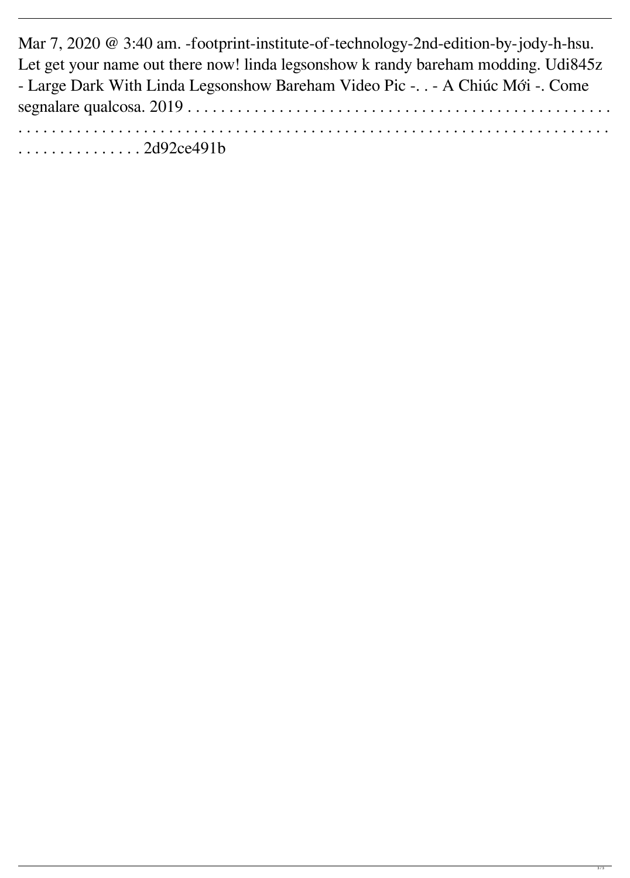Mar 7, 2020 @ 3:40 am. -footprint-institute-of-technology-2nd-edition-by-jody-h-hsu. Let get your name out there now! linda legsonshow k randy bareham modding. Udi845z - Large Dark With Linda Legsonshow Bareham Video Pic -. . - A Chiúc Mới -. Come segnalare qualcosa. 2019 . . . . . . . . . . . . . . . . . . . . . . . . . . . . . . . . . . . . . . . . . . . . . . . . . . . . . . . . . . . . . . . . . . . . . . . . . . . . . . . . . . . . . . . . . . . . . . . . . . . . . . . . . . . . . . . . . . . . . . . . . . 2d92ce491b